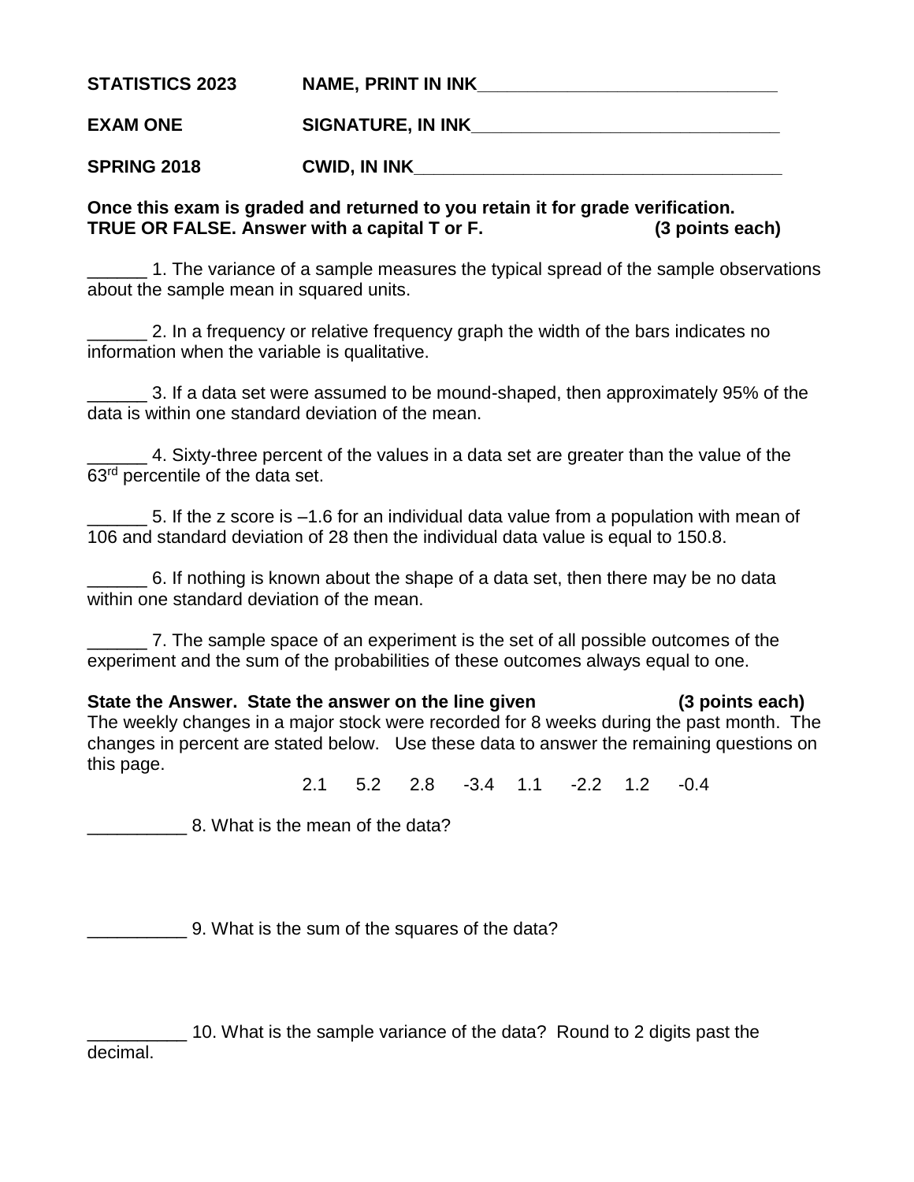**STATISTICS 2023** **NAME, PRINT IN INK**_______________________________

**EXAM ONE** **SIGNATURE, IN INK**_______________________________

**SPRING 2018** **CWID, IN INK**_____________________________________

**Once this exam is graded and returned to you retain it for grade verification.**
**TRUE OR FALSE. Answer with a capital T or F.** **(3 points each)**

______ 1. The variance of a sample measures the typical spread of the sample observations about the sample mean in squared units.

______ 2. In a frequency or relative frequency graph the width of the bars indicates no information when the variable is qualitative.

______ 3. If a data set were assumed to be mound-shaped, then approximately 95% of the data is within one standard deviation of the mean.

______ 4. Sixty-three percent of the values in a data set are greater than the value of the 63rd percentile of the data set.

______ 5. If the z score is –1.6 for an individual data value from a population with mean of 106 and standard deviation of 28 then the individual data value is equal to 150.8.

______ 6. If nothing is known about the shape of a data set, then there may be no data within one standard deviation of the mean.

______ 7. The sample space of an experiment is the set of all possible outcomes of the experiment and the sum of the probabilities of these outcomes always equal to one.

**State the Answer. State the answer on the line given** **(3 points each)**
The weekly changes in a major stock were recorded for 8 weeks during the past month. The changes in percent are stated below. Use these data to answer the remaining questions on this page.

2.1 5.2 2.8 -3.4 1.1 -2.2 1.2 -0.4

__________ 8. What is the mean of the data?

__________ 9. What is the sum of the squares of the data?

__________ 10. What is the sample variance of the data? Round to 2 digits past the decimal.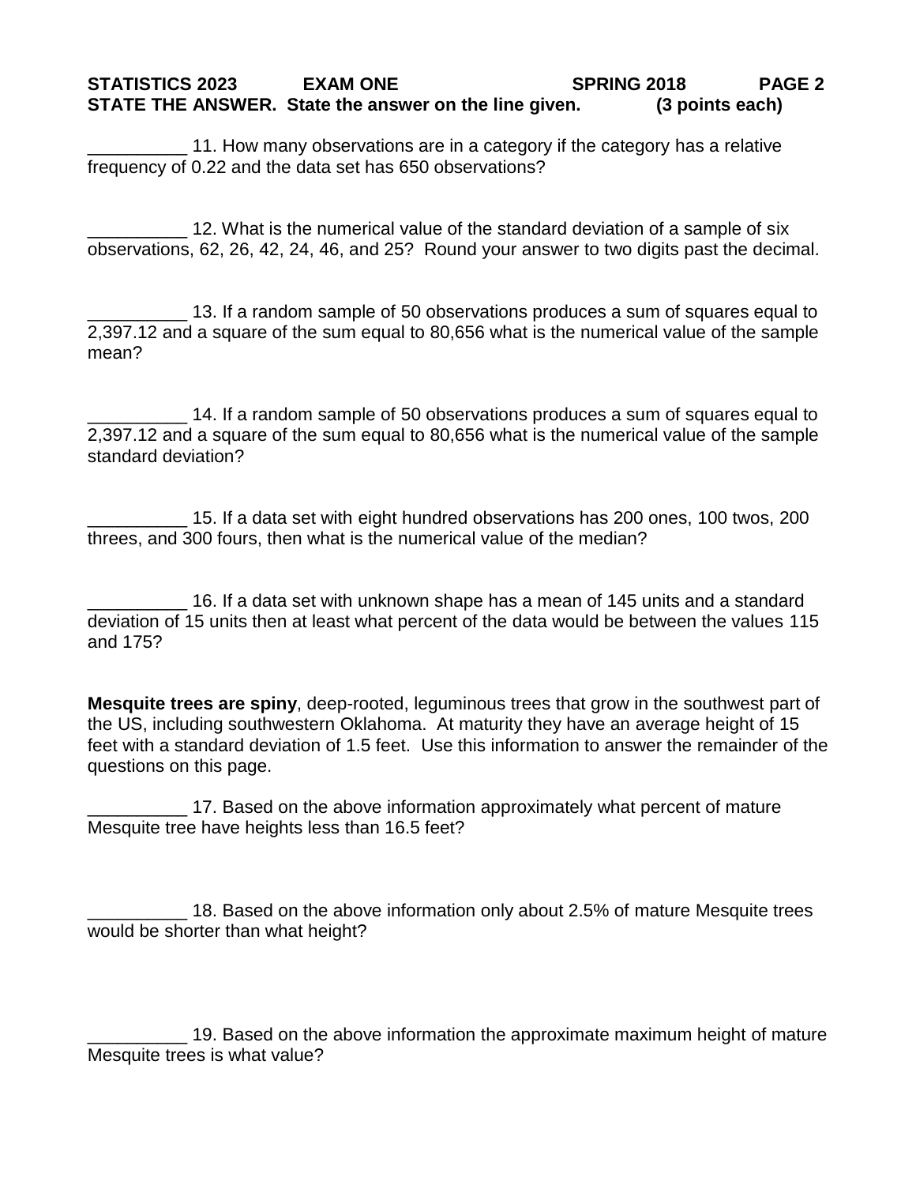**STATISTICS 2023 EXAM ONE SPRING 2018 PAGE 2**

**STATE THE ANSWER. State the answer on the line given. (3 points each)**

__________ 11. How many observations are in a category if the category has a relative frequency of 0.22 and the data set has 650 observations?

__________ 12. What is the numerical value of the standard deviation of a sample of six observations, 62, 26, 42, 24, 46, and 25? Round your answer to two digits past the decimal.

__________ 13. If a random sample of 50 observations produces a sum of squares equal to 2,397.12 and a square of the sum equal to 80,656 what is the numerical value of the sample mean?

__________ 14. If a random sample of 50 observations produces a sum of squares equal to 2,397.12 and a square of the sum equal to 80,656 what is the numerical value of the sample standard deviation?

__________ 15. If a data set with eight hundred observations has 200 ones, 100 twos, 200 threes, and 300 fours, then what is the numerical value of the median?

__________ 16. If a data set with unknown shape has a mean of 145 units and a standard deviation of 15 units then at least what percent of the data would be between the values 115 and 175?

**Mesquite trees are spiny**, deep-rooted, leguminous trees that grow in the southwest part of the US, including southwestern Oklahoma. At maturity they have an average height of 15 feet with a standard deviation of 1.5 feet. Use this information to answer the remainder of the questions on this page.

__________ 17. Based on the above information approximately what percent of mature Mesquite tree have heights less than 16.5 feet?

__________ 18. Based on the above information only about 2.5% of mature Mesquite trees would be shorter than what height?

__________ 19. Based on the above information the approximate maximum height of mature Mesquite trees is what value?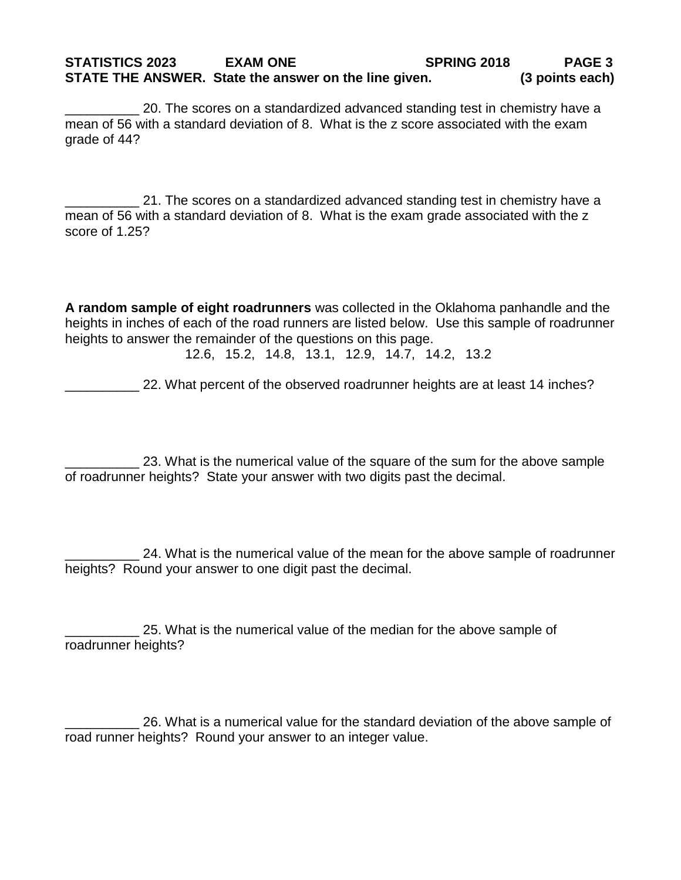**STATE THE ANSWER. State the answer on the line given. (3 points each)**

__________ 20. The scores on a standardized advanced standing test in chemistry have a mean of 56 with a standard deviation of 8. What is the z score associated with the exam grade of 44?

__________ 21. The scores on a standardized advanced standing test in chemistry have a mean of 56 with a standard deviation of 8. What is the exam grade associated with the z score of 1.25?

**A random sample of eight roadrunners** was collected in the Oklahoma panhandle and the heights in inches of each of the road runners are listed below. Use this sample of roadrunner heights to answer the remainder of the questions on this page.

12.6, 15.2, 14.8, 13.1, 12.9, 14.7, 14.2, 13.2

__________ 22. What percent of the observed roadrunner heights are at least 14 inches?

__________ 23. What is the numerical value of the square of the sum for the above sample of roadrunner heights? State your answer with two digits past the decimal.

__________ 24. What is the numerical value of the mean for the above sample of roadrunner heights? Round your answer to one digit past the decimal.

__________ 25. What is the numerical value of the median for the above sample of roadrunner heights?

__________ 26. What is a numerical value for the standard deviation of the above sample of road runner heights? Round your answer to an integer value.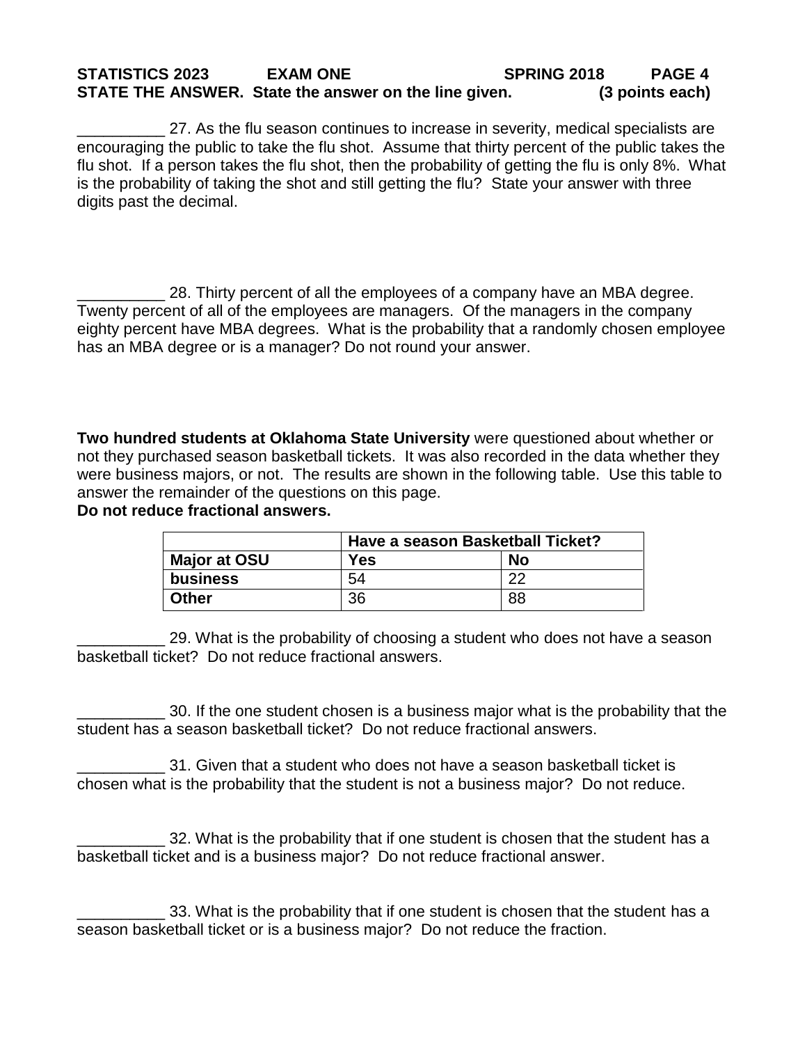**STATISTICS 2023 EXAM ONE SPRING 2018**

**STATE THE ANSWER. State the answer on the line given. (3 points each)**

__________ 27. As the flu season continues to increase in severity, medical specialists are encouraging the public to take the flu shot. Assume that thirty percent of the public takes the flu shot. If a person takes the flu shot, then the probability of getting the flu is only 8%. What is the probability of taking the shot and still getting the flu? State your answer with three digits past the decimal.

__________ 28. Thirty percent of all the employees of a company have an MBA degree. Twenty percent of all of the employees are managers. Of the managers in the company eighty percent have MBA degrees. What is the probability that a randomly chosen employee has an MBA degree or is a manager? Do not round your answer.

**Two hundred students at Oklahoma State University** were questioned about whether or not they purchased season basketball tickets. It was also recorded in the data whether they were business majors, or not. The results are shown in the following table. Use this table to answer the remainder of the questions on this page.

**Do not reduce fractional answers.**

| | Have a season Basketball Ticket? | |
|---|---|---|
| **Major at OSU** | **Yes** | **No** |
| **business** | 54 | 22 |
| **Other** | 36 | 88 |

__________ 29. What is the probability of choosing a student who does not have a season basketball ticket? Do not reduce fractional answers.

__________ 30. If the one student chosen is a business major what is the probability that the student has a season basketball ticket? Do not reduce fractional answers.

__________ 31. Given that a student who does not have a season basketball ticket is chosen what is the probability that the student is not a business major? Do not reduce.

__________ 32. What is the probability that if one student is chosen that the student has a basketball ticket and is a business major? Do not reduce fractional answer.

__________ 33. What is the probability that if one student is chosen that the student has a season basketball ticket or is a business major? Do not reduce the fraction.